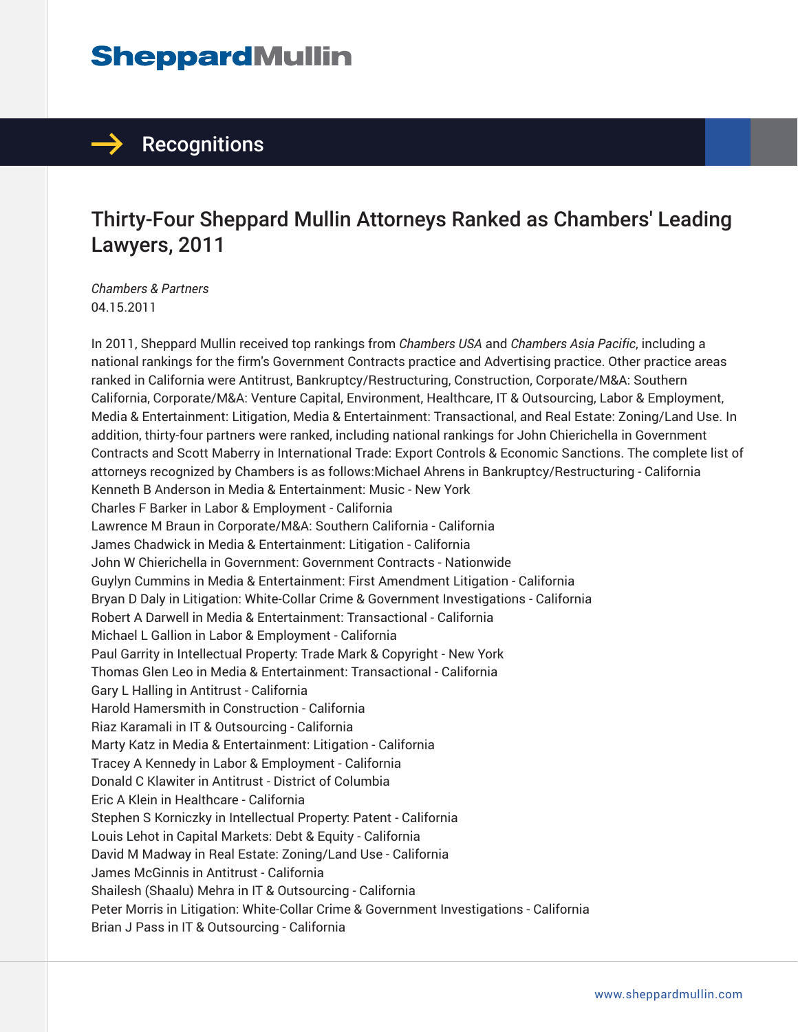# Recognitions

## Thirty-Four Sheppard Mullin Attorneys Ranked as Chambers' Leading Lawyers, 2011

*Chambers & Partners*
04.15.2011

In 2011, Sheppard Mullin received top rankings from *Chambers USA* and *Chambers Asia Pacific*, including a national rankings for the firm's Government Contracts practice and Advertising practice. Other practice areas ranked in California were Antitrust, Bankruptcy/Restructuring, Construction, Corporate/M&A: Southern California, Corporate/M&A: Venture Capital, Environment, Healthcare, IT & Outsourcing, Labor & Employment, Media & Entertainment: Litigation, Media & Entertainment: Transactional, and Real Estate: Zoning/Land Use. In addition, thirty-four partners were ranked, including national rankings for John Chierichella in Government Contracts and Scott Maberry in International Trade: Export Controls & Economic Sanctions. The complete list of attorneys recognized by Chambers is as follows:Michael Ahrens in Bankruptcy/Restructuring - California
Kenneth B Anderson in Media & Entertainment: Music - New York
Charles F Barker in Labor & Employment - California
Lawrence M Braun in Corporate/M&A: Southern California - California
James Chadwick in Media & Entertainment: Litigation - California
John W Chierichella in Government: Government Contracts - Nationwide
Guylyn Cummins in Media & Entertainment: First Amendment Litigation - California
Bryan D Daly in Litigation: White-Collar Crime & Government Investigations - California
Robert A Darwell in Media & Entertainment: Transactional - California
Michael L Gallion in Labor & Employment - California
Paul Garrity in Intellectual Property: Trade Mark & Copyright - New York
Thomas Glen Leo in Media & Entertainment: Transactional - California
Gary L Halling in Antitrust - California
Harold Hamersmith in Construction - California
Riaz Karamali in IT & Outsourcing - California
Marty Katz in Media & Entertainment: Litigation - California
Tracey A Kennedy in Labor & Employment - California
Donald C Klawiter in Antitrust - District of Columbia
Eric A Klein in Healthcare - California
Stephen S Korniczky in Intellectual Property: Patent - California
Louis Lehot in Capital Markets: Debt & Equity - California
David M Madway in Real Estate: Zoning/Land Use - California
James McGinnis in Antitrust - California
Shailesh (Shaalu) Mehra in IT & Outsourcing - California
Peter Morris in Litigation: White-Collar Crime & Government Investigations - California
Brian J Pass in IT & Outsourcing - California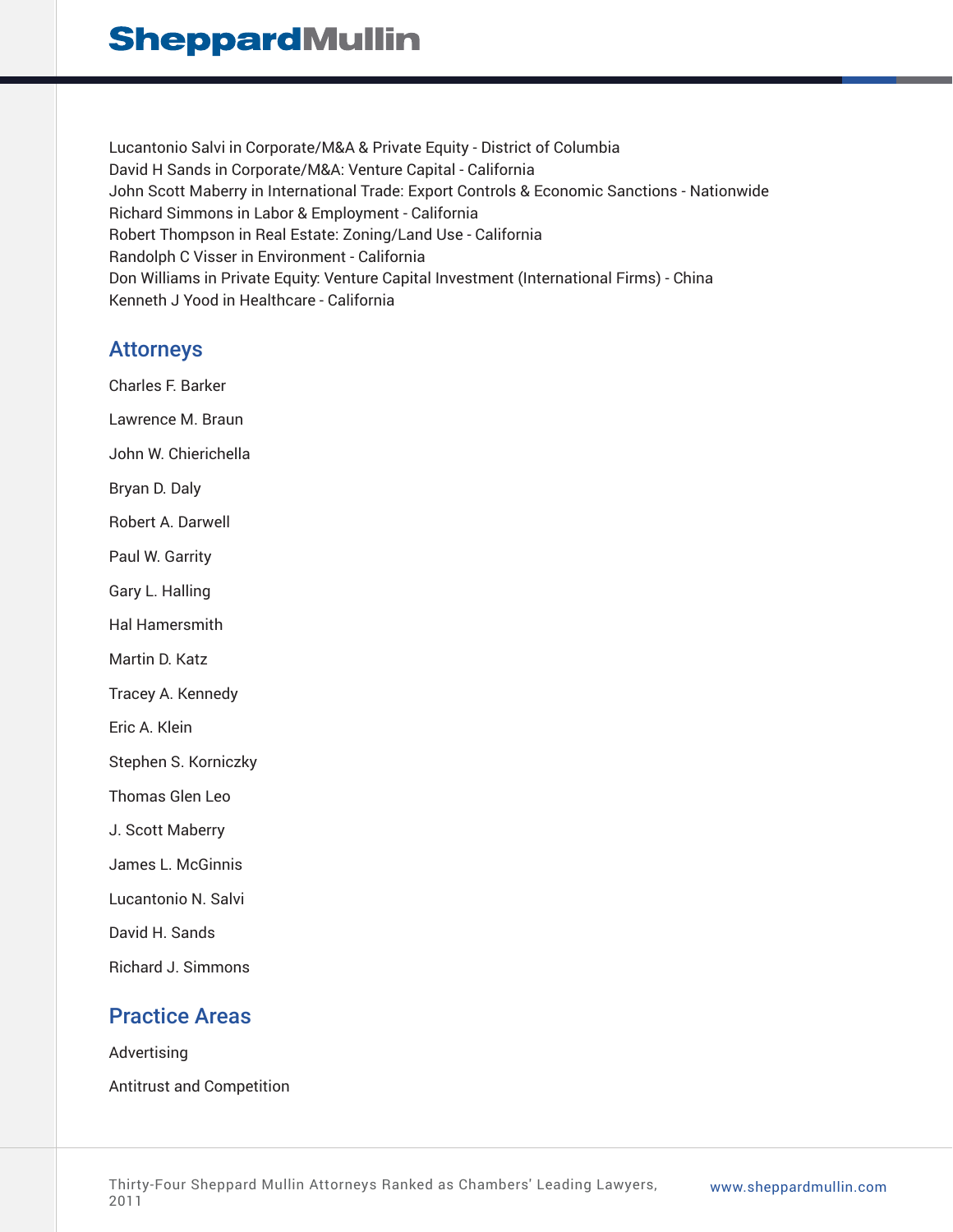Lucantonio Salvi in Corporate/M&A & Private Equity - District of Columbia
David H Sands in Corporate/M&A: Venture Capital - California
John Scott Maberry in International Trade: Export Controls & Economic Sanctions - Nationwide
Richard Simmons in Labor & Employment - California
Robert Thompson in Real Estate: Zoning/Land Use - California
Randolph C Visser in Environment - California
Don Williams in Private Equity: Venture Capital Investment (International Firms) - China
Kenneth J Yood in Healthcare - California

## Attorneys

Charles F. Barker

Lawrence M. Braun

John W. Chierichella

Bryan D. Daly

Robert A. Darwell

Paul W. Garrity

Gary L. Halling

Hal Hamersmith

Martin D. Katz

Tracey A. Kennedy

Eric A. Klein

Stephen S. Korniczky

Thomas Glen Leo

J. Scott Maberry

James L. McGinnis

Lucantonio N. Salvi

David H. Sands

Richard J. Simmons

## Practice Areas

Advertising

Antitrust and Competition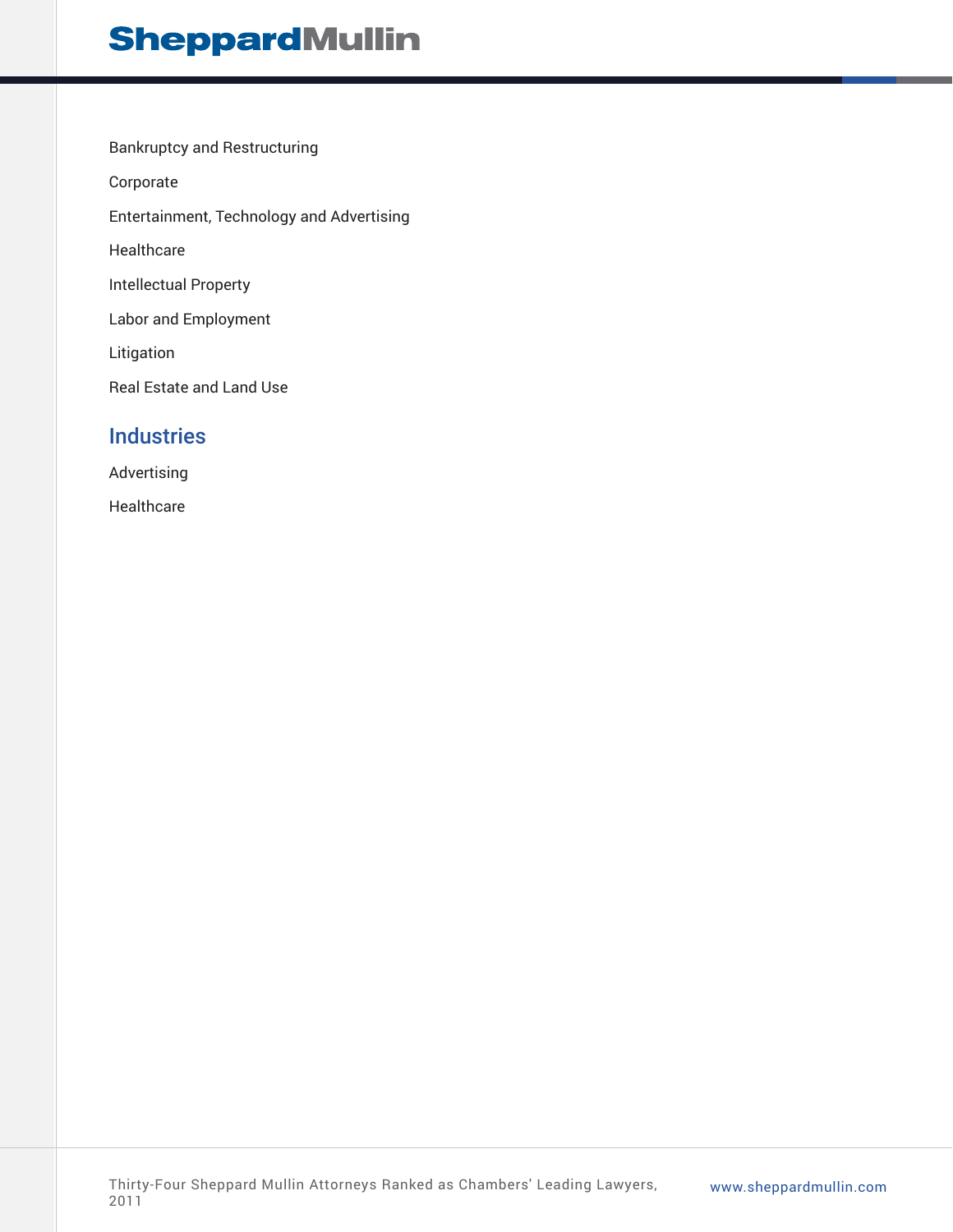Bankruptcy and Restructuring

Corporate

Entertainment, Technology and Advertising

Healthcare

Intellectual Property

Labor and Employment

Litigation

Real Estate and Land Use

## Industries

Advertising

Healthcare